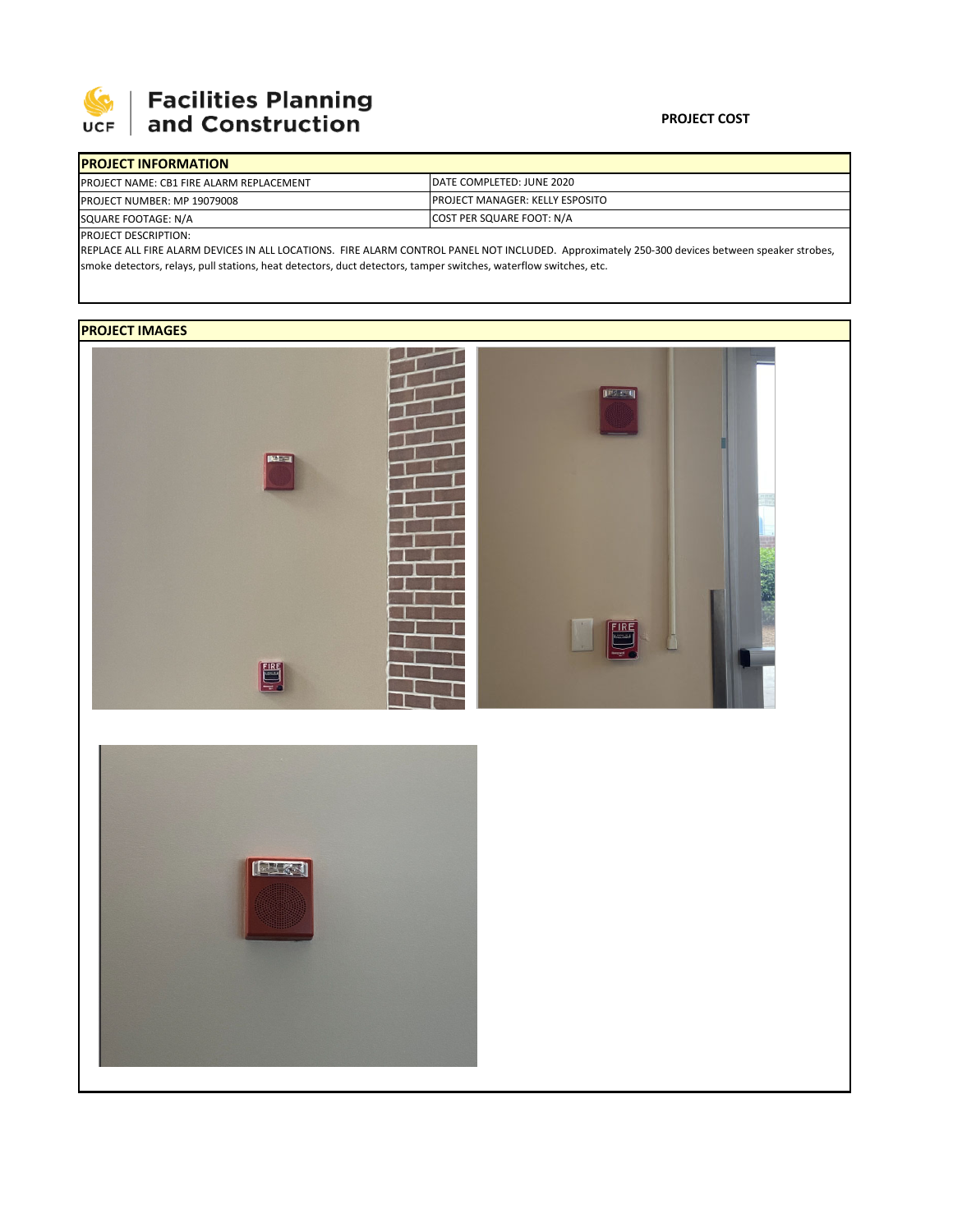**Facilities Planning and Construction**

**PROJECT COST**

| **PROJECT INFORMATION** | |
|---|---|
| PROJECT NAME: CB1 FIRE ALARM REPLACEMENT | DATE COMPLETED: JUNE 2020 |
| PROJECT NUMBER: MP 19079008 | PROJECT MANAGER: KELLY ESPOSITO |
| SQUARE FOOTAGE: N/A | COST PER SQUARE FOOT: N/A |

PROJECT DESCRIPTION:

REPLACE ALL FIRE ALARM DEVICES IN ALL LOCATIONS. FIRE ALARM CONTROL PANEL NOT INCLUDED. Approximately 250-300 devices between speaker strobes, smoke detectors, relays, pull stations, heat detectors, duct detectors, tamper switches, waterflow switches, etc.

**PROJECT IMAGES**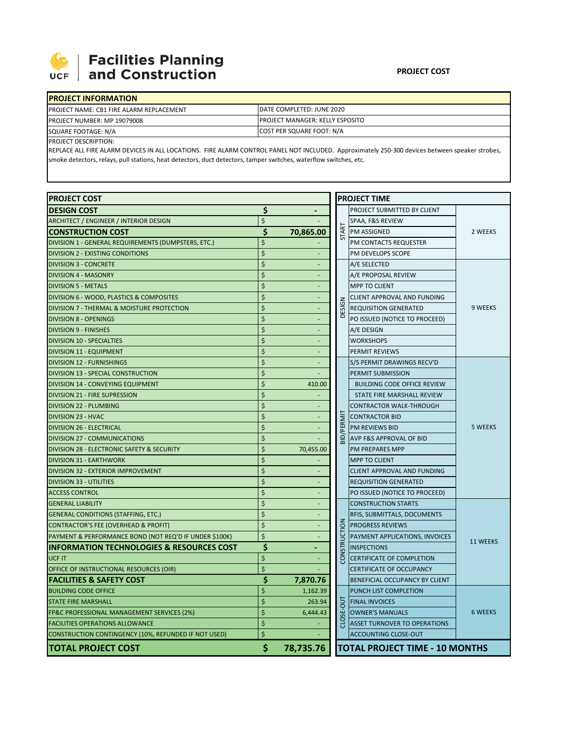**Facilities Planning and Construction**

**PROJECT COST**

| PROJECT INFORMATION | |
|---|---|
| PROJECT NAME: CB1 FIRE ALARM REPLACEMENT | DATE COMPLETED: JUNE 2020 |
| PROJECT NUMBER: MP 19079008 | PROJECT MANAGER: KELLY ESPOSITO |
| SQUARE FOOTAGE: N/A | COST PER SQUARE FOOT: N/A |

PROJECT DESCRIPTION:
REPLACE ALL FIRE ALARM DEVICES IN ALL LOCATIONS. FIRE ALARM CONTROL PANEL NOT INCLUDED. Approximately 250-300 devices between speaker strobes, smoke detectors, relays, pull stations, heat detectors, duct detectors, tamper switches, waterflow switches, etc.

| PROJECT COST | | |
|---|---|---|
| **DESIGN COST** | $ | - |
| ARCHITECT / ENGINEER / INTERIOR DESIGN | $ | - |
| **CONSTRUCTION COST** | $ | 70,865.00 |
| DIVISION 1 - GENERAL REQUIREMENTS (DUMPSTERS, ETC.) | $ | - |
| DIVISION 2 - EXISTING CONDITIONS | $ | - |
| DIVISION 3 - CONCRETE | $ | - |
| DIVISION 4 - MASONRY | $ | - |
| DIVISION 5 - METALS | $ | - |
| DIVISION 6 - WOOD, PLASTICS & COMPOSITES | $ | - |
| DIVISION 7 - THERMAL & MOISTURE PROTECTION | $ | - |
| DIVISION 8 - OPENINGS | $ | - |
| DIVISION 9 - FINISHES | $ | - |
| DIVISION 10 - SPECIALTIES | $ | - |
| DIVISION 11 - EQUIPMENT | $ | - |
| DIVISION 12 - FURNISHINGS | $ | - |
| DIVISION 13 - SPECIAL CONSTRUCTION | $ | - |
| DIVISION 14 - CONVEYING EQUIPMENT | $ | 410.00 |
| DIVISION 21 - FIRE SUPRESSION | $ | - |
| DIVISION 22 - PLUMBING | $ | - |
| DIVISION 23 - HVAC | $ | - |
| DIVISION 26 - ELECTRICAL | $ | - |
| DIVISION 27 - COMMUNICATIONS | $ | - |
| DIVISION 28 - ELECTRONIC SAFETY & SECURITY | $ | 70,455.00 |
| DIVISION 31 - EARTHWORK | $ | - |
| DIVISION 32 - EXTERIOR IMPROVEMENT | $ | - |
| DIVISION 33 - UTILITIES | $ | - |
| ACCESS CONTROL | $ | - |
| GENERAL LIABILITY | $ | - |
| GENERAL CONDITIONS (STAFFING, ETC.) | $ | - |
| CONTRACTOR'S FEE (OVERHEAD & PROFIT) | $ | - |
| PAYMENT & PERFORMANCE BOND (NOT REQ'D IF UNDER $100K) | $ | - |
| **INFORMATION TECHNOLOGIES & RESOURCES COST** | $ | - |
| UCF IT | $ | - |
| OFFICE OF INSTRUCTIONAL RESOURCES (OIR) | $ | - |
| **FACILITIES & SAFETY COST** | $ | 7,870.76 |
| BUILDING CODE OFFICE | $ | 1,162.39 |
| STATE FIRE MARSHALL | $ | 263.94 |
| FP&C PROFESSIONAL MANAGEMENT SERVICES (2%) | $ | 6,444.43 |
| FACILITIES OPERATIONS ALLOWANCE | $ | - |
| CONSTRUCTION CONTINGENCY (10%, REFUNDED IF NOT USED) | $ | - |
| **TOTAL PROJECT COST** | $ | 78,735.76 |

| PROJECT TIME | | |
|---|---|---|
| START | PROJECT SUBMITTED BY CLIENT | 2 WEEKS |
| | SPAA, F&S REVIEW | |
| | PM ASSIGNED | |
| | PM CONTACTS REQUESTER | |
| | PM DEVELOPS SCOPE | |
| DESIGN | A/E SELECTED | 9 WEEKS |
| | A/E PROPOSAL REVIEW | |
| | MPP TO CLIENT | |
| | CLIENT APPROVAL AND FUNDING | |
| | REQUISITION GENERATED | |
| | PO ISSUED (NOTICE TO PROCEED) | |
| | A/E DESIGN | |
| | WORKSHOPS | |
| | PERMIT REVIEWS | |
| BID/PERMIT | S/S PERMIT DRAWINGS RECV'D | 5 WEEKS |
| | PERMIT SUBMISSION | |
| | BUILDING CODE OFFICE REVIEW | |
| | STATE FIRE MARSHALL REVIEW | |
| | CONTRACTOR WALK-THROUGH | |
| | CONTRACTOR BID | |
| | PM REVIEWS BID | |
| | AVP F&S APPROVAL OF BID | |
| | PM PREPARES MPP | |
| | MPP TO CLIENT | |
| | CLIENT APPROVAL AND FUNDING | |
| | REQUISITION GENERATED | |
| | PO ISSUED (NOTICE TO PROCEED) | |
| CONSTRUCTION | CONSTRUCTION STARTS | 11 WEEKS |
| | RFIS, SUBMITTALS, DOCUMENTS | |
| | PROGRESS REVIEWS | |
| | PAYMENT APPLICATIONS, INVOICES | |
| | INSPECTIONS | |
| | CERTIFICATE OF COMPLETION | |
| | CERTIFICATE OF OCCUPANCY | |
| | BENEFICIAL OCCUPANCY BY CLIENT | |
| CLOSE-OUT | PUNCH LIST COMPLETION | 6 WEEKS |
| | FINAL INVOICES | |
| | OWNER'S MANUALS | |
| | ASSET TURNOVER TO OPERATIONS | |
| | ACCOUNTING CLOSE-OUT | |
| **TOTAL PROJECT TIME - 10 MONTHS** | | |